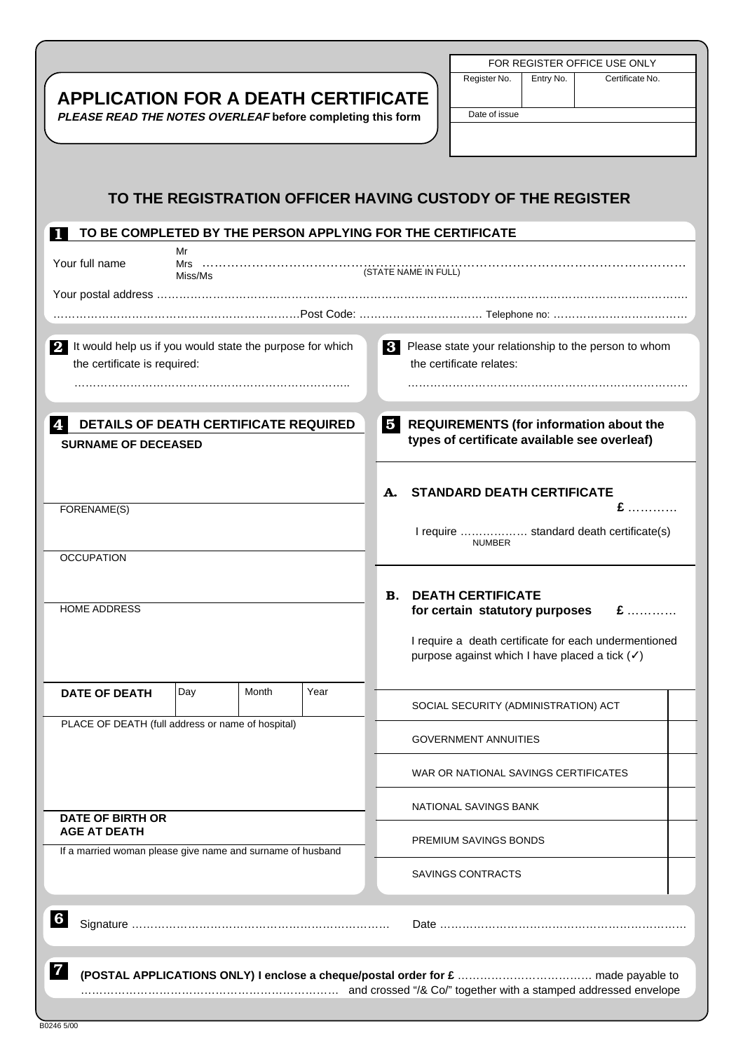| FOR REGISTER OFFICE USE ONLY | | |
|---|---|---|
| Register No. | Entry No. | Certificate No. |
| Date of issue | | |

# APPLICATION FOR A DEATH CERTIFICATE

***PLEASE READ THE NOTES OVERLEAF* before completing this form**

## TO THE REGISTRATION OFFICER HAVING CUSTODY OF THE REGISTER

### 1 TO BE COMPLETED BY THE PERSON APPLYING FOR THE CERTIFICATE

Your full name Mr / Mrs / Miss/Ms ……………………………………………………………………………………………………… (STATE NAME IN FULL)

Your postal address ……………………………………………………………………………………………………………………………

…………………………………………………………Post Code: …………………………… Telephone no: ………………………………

**2** It would help us if you would state the purpose for which the certificate is required:

………………………………………………………………………

**3** Please state your relationship to the person to whom the certificate relates:

………………………………………………………………………

### 4 DETAILS OF DEATH CERTIFICATE REQUIRED

**SURNAME OF DECEASED**

FORENAME(S)

OCCUPATION

HOME ADDRESS

| **DATE OF DEATH** | Day | Month | Year |
|---|---|---|---|

PLACE OF DEATH (full address or name of hospital)

**DATE OF BIRTH OR AGE AT DEATH**

If a married woman please give name and surname of husband

### 5 REQUIREMENTS (for information about the types of certificate available see overleaf)

**A. STANDARD DEATH CERTIFICATE** **£** …………

I require ……………… standard death certificate(s)
NUMBER

**B. DEATH CERTIFICATE for certain statutory purposes** **£** …………

I require a death certificate for each undermentioned purpose against which I have placed a tick (✓)

| | |
|---|---|
| SOCIAL SECURITY (ADMINISTRATION) ACT | |
| GOVERNMENT ANNUITIES | |
| WAR OR NATIONAL SAVINGS CERTIFICATES | |
| NATIONAL SAVINGS BANK | |
| PREMIUM SAVINGS BONDS | |
| SAVINGS CONTRACTS | |

**6** Signature …………………………………………………………… Date …………………………………………………………

**7** **(POSTAL APPLICATIONS ONLY) I enclose a cheque/postal order for £** ……………………………… made payable to …………………………………………………………… and crossed "/& Co/" together with a stamped addressed envelope

B0246 5/00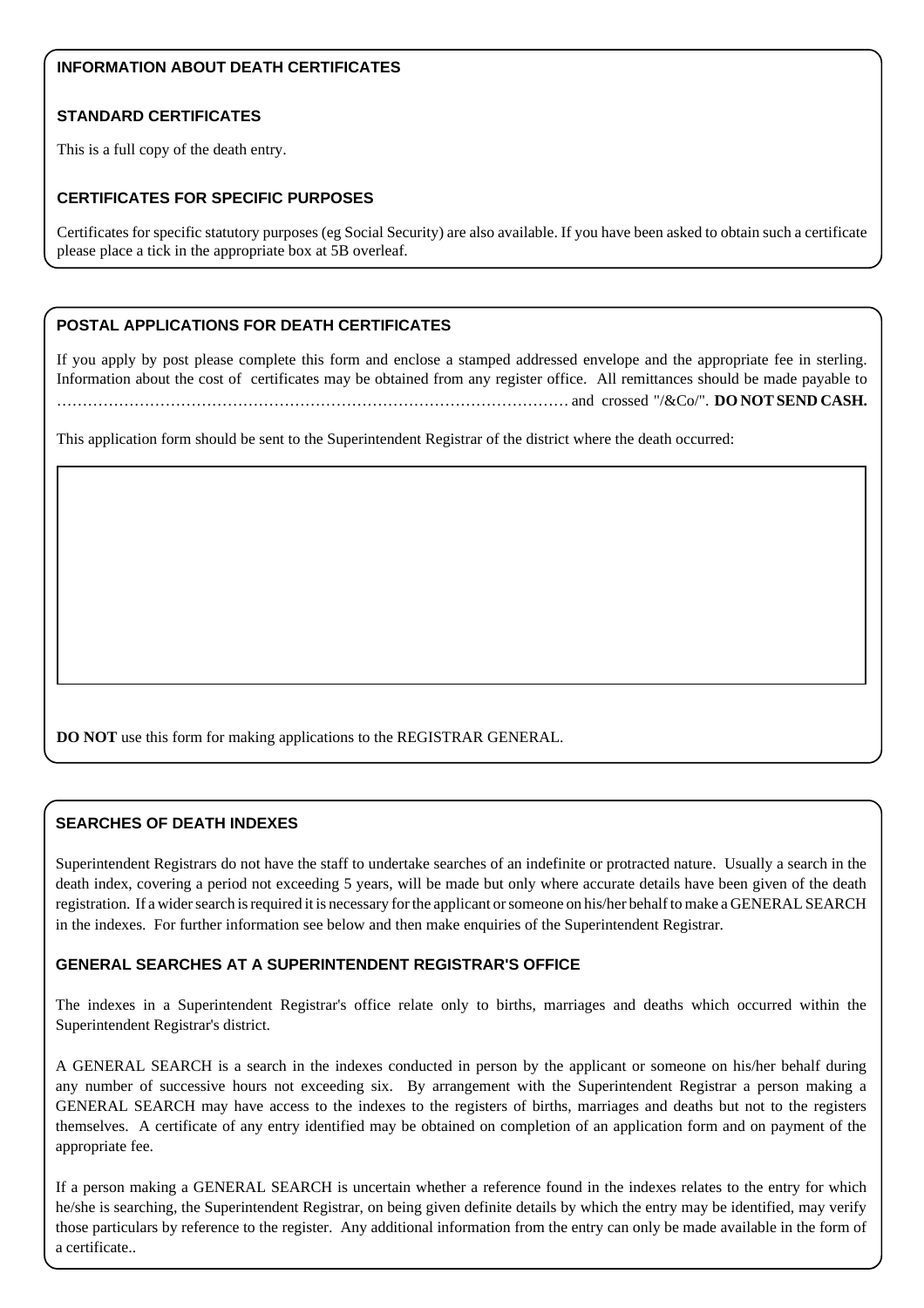## INFORMATION ABOUT DEATH CERTIFICATES

### STANDARD CERTIFICATES

This is a full copy of the death entry.

### CERTIFICATES FOR SPECIFIC PURPOSES

Certificates for specific statutory purposes (eg Social Security) are also available. If you have been asked to obtain such a certificate please place a tick in the appropriate box at 5B overleaf.

## POSTAL APPLICATIONS FOR DEATH CERTIFICATES

If you apply by post please complete this form and enclose a stamped addressed envelope and the appropriate fee in sterling. Information about the cost of certificates may be obtained from any register office. All remittances should be made payable to ………………………………………………………………………………………… and crossed "/&Co/". **DO NOT SEND CASH.**

This application form should be sent to the Superintendent Registrar of the district where the death occurred:

**DO NOT** use this form for making applications to the REGISTRAR GENERAL.

## SEARCHES OF DEATH INDEXES

Superintendent Registrars do not have the staff to undertake searches of an indefinite or protracted nature. Usually a search in the death index, covering a period not exceeding 5 years, will be made but only where accurate details have been given of the death registration. If a wider search is required it is necessary for the applicant or someone on his/her behalf to make a GENERAL SEARCH in the indexes. For further information see below and then make enquiries of the Superintendent Registrar.

### GENERAL SEARCHES AT A SUPERINTENDENT REGISTRAR'S OFFICE

The indexes in a Superintendent Registrar's office relate only to births, marriages and deaths which occurred within the Superintendent Registrar's district.

A GENERAL SEARCH is a search in the indexes conducted in person by the applicant or someone on his/her behalf during any number of successive hours not exceeding six. By arrangement with the Superintendent Registrar a person making a GENERAL SEARCH may have access to the indexes to the registers of births, marriages and deaths but not to the registers themselves. A certificate of any entry identified may be obtained on completion of an application form and on payment of the appropriate fee.

If a person making a GENERAL SEARCH is uncertain whether a reference found in the indexes relates to the entry for which he/she is searching, the Superintendent Registrar, on being given definite details by which the entry may be identified, may verify those particulars by reference to the register. Any additional information from the entry can only be made available in the form of a certificate..